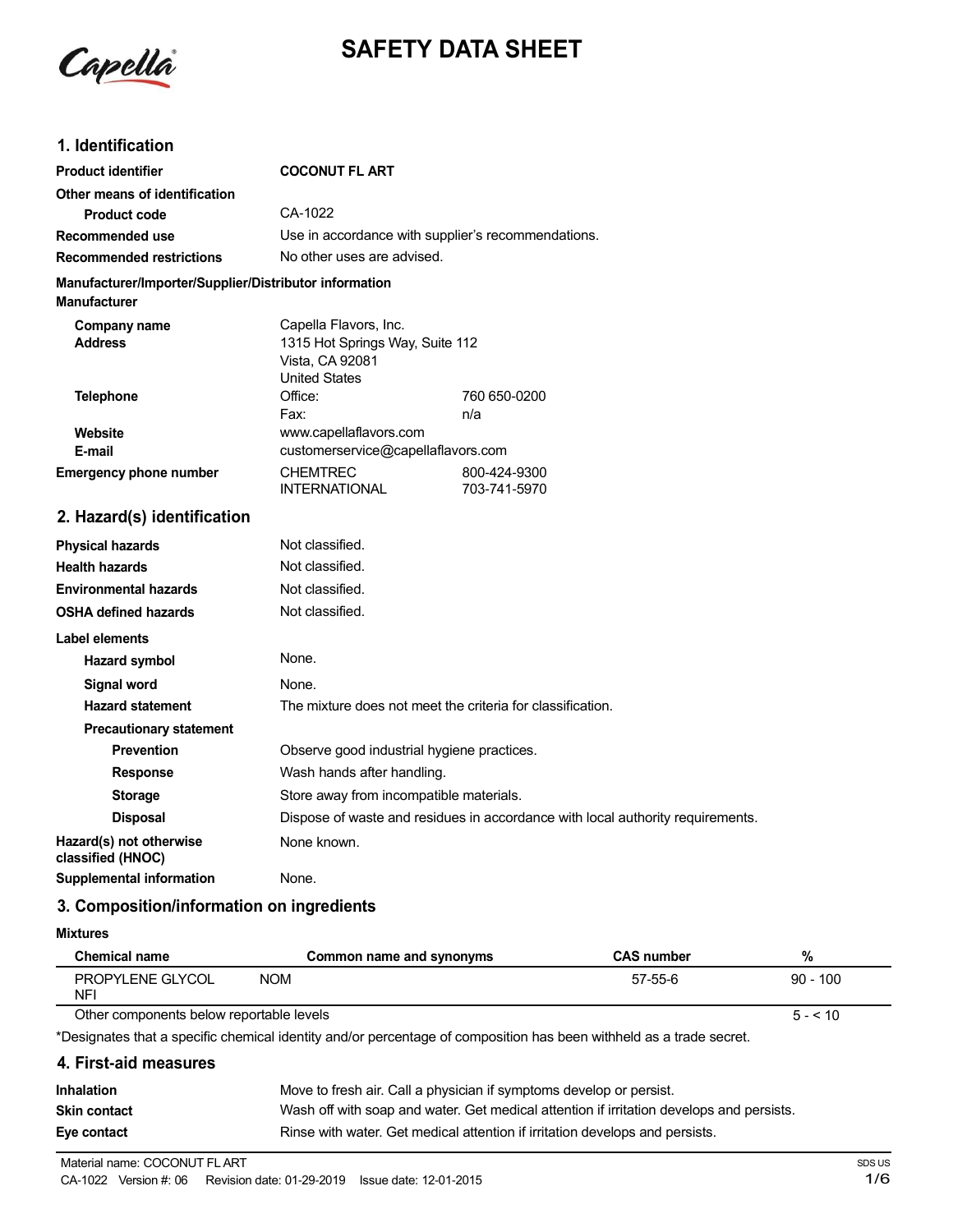# SAFETY DATA SHEET

## 1. Identification

| | | |
|---|---|---|
| **Product identifier** | **COCONUT FL ART** | |
| **Other means of identification** | | |
| **Product code** | CA-1022 | |
| **Recommended use** | Use in accordance with supplier's recommendations. | |
| **Recommended restrictions** | No other uses are advised. | |

**Manufacturer/Importer/Supplier/Distributor information**

**Manufacturer**

| | | |
|---|---|---|
| **Company name** | Capella Flavors, Inc. | |
| **Address** | 1315 Hot Springs Way, Suite 112<br>Vista, CA 92081<br>United States | |
| **Telephone** | Office: | 760 650-0200 |
| | Fax: | n/a |
| **Website** | www.capellaflavors.com | |
| **E-mail** | customerservice@capellaflavors.com | |
| **Emergency phone number** | CHEMTREC | 800-424-9300 |
| | INTERNATIONAL | 703-741-5970 |

## 2. Hazard(s) identification

| | |
|---|---|
| **Physical hazards** | Not classified. |
| **Health hazards** | Not classified. |
| **Environmental hazards** | Not classified. |
| **OSHA defined hazards** | Not classified. |

**Label elements**

| | |
|---|---|
| **Hazard symbol** | None. |
| **Signal word** | None. |
| **Hazard statement** | The mixture does not meet the criteria for classification. |
| **Precautionary statement** | |
| **Prevention** | Observe good industrial hygiene practices. |
| **Response** | Wash hands after handling. |
| **Storage** | Store away from incompatible materials. |
| **Disposal** | Dispose of waste and residues in accordance with local authority requirements. |
| **Hazard(s) not otherwise classified (HNOC)** | None known. |
| **Supplemental information** | None. |

## 3. Composition/information on ingredients

**Mixtures**

| Chemical name | Common name and synonyms | CAS number | % |
|---|---|---|---|
| PROPYLENE GLYCOL NFI | NOM | 57-55-6 | 90 - 100 |
| Other components below reportable levels | | | 5 - < 10 |

*Designates that a specific chemical identity and/or percentage of composition has been withheld as a trade secret.

## 4. First-aid measures

| | |
|---|---|
| **Inhalation** | Move to fresh air. Call a physician if symptoms develop or persist. |
| **Skin contact** | Wash off with soap and water. Get medical attention if irritation develops and persists. |
| **Eye contact** | Rinse with water. Get medical attention if irritation develops and persists. |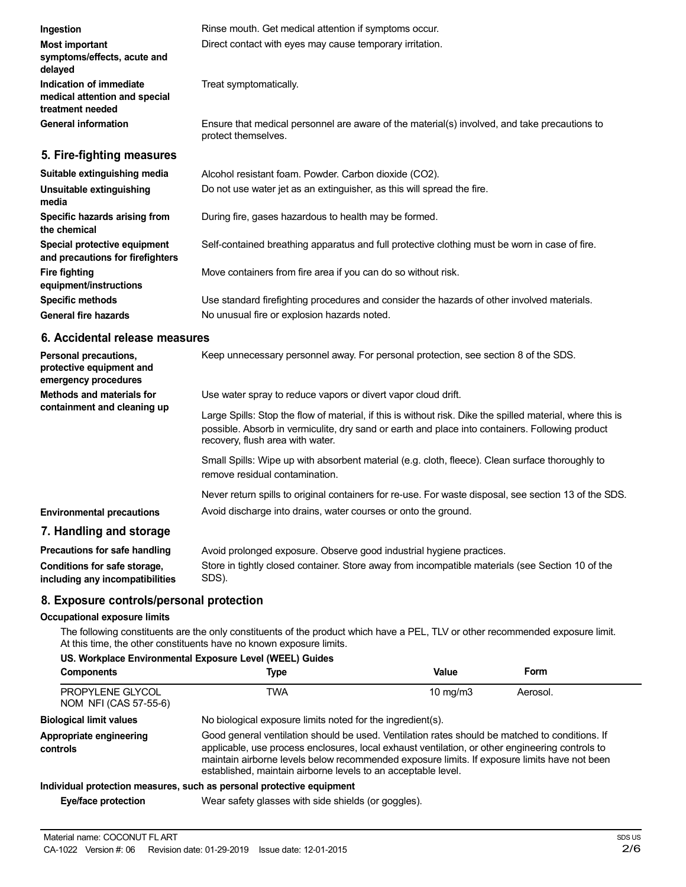**Ingestion** Rinse mouth. Get medical attention if symptoms occur.

**Most important symptoms/effects, acute and delayed** Direct contact with eyes may cause temporary irritation.

**Indication of immediate medical attention and special treatment needed** Treat symptomatically.

**General information** Ensure that medical personnel are aware of the material(s) involved, and take precautions to protect themselves.

## 5. Fire-fighting measures

**Suitable extinguishing media** Alcohol resistant foam. Powder. Carbon dioxide ($CO_2$).

**Unsuitable extinguishing media** Do not use water jet as an extinguisher, as this will spread the fire.

**Specific hazards arising from the chemical** During fire, gases hazardous to health may be formed.

**Special protective equipment and precautions for firefighters** Self-contained breathing apparatus and full protective clothing must be worn in case of fire.

**Fire fighting equipment/instructions** Move containers from fire area if you can do so without risk.

**Specific methods** Use standard firefighting procedures and consider the hazards of other involved materials.

**General fire hazards** No unusual fire or explosion hazards noted.

## 6. Accidental release measures

**Personal precautions, protective equipment and emergency procedures** Keep unnecessary personnel away. For personal protection, see section 8 of the SDS.

**Methods and materials for containment and cleaning up** Use water spray to reduce vapors or divert vapor cloud drift.

Large Spills: Stop the flow of material, if this is without risk. Dike the spilled material, where this is possible. Absorb in vermiculite, dry sand or earth and place into containers. Following product recovery, flush area with water.

Small Spills: Wipe up with absorbent material (e.g. cloth, fleece). Clean surface thoroughly to remove residual contamination.

Never return spills to original containers for re-use. For waste disposal, see section 13 of the SDS.

**Environmental precautions** Avoid discharge into drains, water courses or onto the ground.

## 7. Handling and storage

**Precautions for safe handling** Avoid prolonged exposure. Observe good industrial hygiene practices.

**Conditions for safe storage, including any incompatibilities** Store in tightly closed container. Store away from incompatible materials (see Section 10 of the SDS).

## 8. Exposure controls/personal protection

**Occupational exposure limits**

The following constituents are the only constituents of the product which have a PEL, TLV or other recommended exposure limit. At this time, the other constituents have no known exposure limits.

**US. Workplace Environmental Exposure Level (WEEL) Guides**

| Components | Type | Value | Form |
|---|---|---|---|
| PROPYLENE GLYCOL NOM NFI (CAS 57-55-6) | TWA | 10 mg/m3 | Aerosol. |

**Biological limit values** No biological exposure limits noted for the ingredient(s).

**Appropriate engineering controls** Good general ventilation should be used. Ventilation rates should be matched to conditions. If applicable, use process enclosures, local exhaust ventilation, or other engineering controls to maintain airborne levels below recommended exposure limits. If exposure limits have not been established, maintain airborne levels to an acceptable level.

**Individual protection measures, such as personal protective equipment**

**Eye/face protection** Wear safety glasses with side shields (or goggles).

Material name: COCONUT FL ART

CA-1022 Version #: 06 Revision date: 01-29-2019 Issue date: 12-01-2015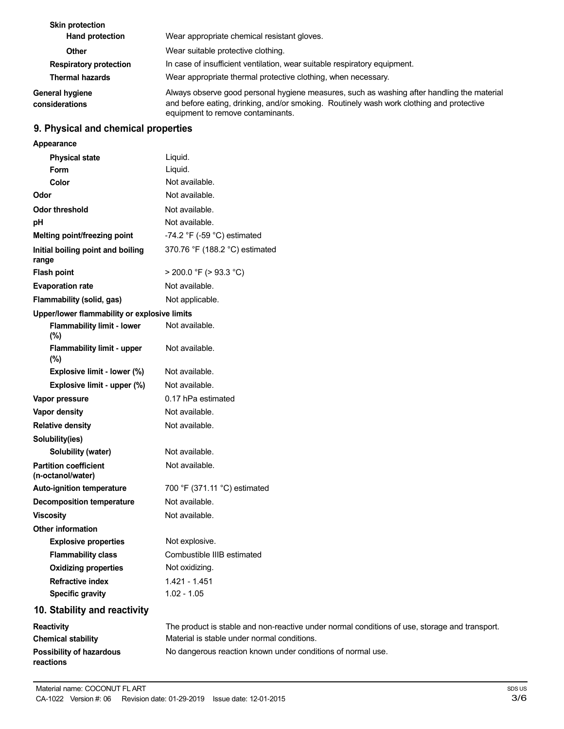| | |
|---|---|
| **Skin protection** | |
| **Hand protection** | Wear appropriate chemical resistant gloves. |
| **Other** | Wear suitable protective clothing. |
| **Respiratory protection** | In case of insufficient ventilation, wear suitable respiratory equipment. |
| **Thermal hazards** | Wear appropriate thermal protective clothing, when necessary. |
| **General hygiene considerations** | Always observe good personal hygiene measures, such as washing after handling the material and before eating, drinking, and/or smoking. Routinely wash work clothing and protective equipment to remove contaminants. |

## 9. Physical and chemical properties

| | |
|---|---|
| **Appearance** | |
| **Physical state** | Liquid. |
| **Form** | Liquid. |
| **Color** | Not available. |
| **Odor** | Not available. |
| **Odor threshold** | Not available. |
| **pH** | Not available. |
| **Melting point/freezing point** | -74.2 °F (-59 °C) estimated |
| **Initial boiling point and boiling range** | 370.76 °F (188.2 °C) estimated |
| **Flash point** | > 200.0 °F (> 93.3 °C) |
| **Evaporation rate** | Not available. |
| **Flammability (solid, gas)** | Not applicable. |
| **Upper/lower flammability or explosive limits** | |
| **Flammability limit - lower (%)** | Not available. |
| **Flammability limit - upper (%)** | Not available. |
| **Explosive limit - lower (%)** | Not available. |
| **Explosive limit - upper (%)** | Not available. |
| **Vapor pressure** | 0.17 hPa estimated |
| **Vapor density** | Not available. |
| **Relative density** | Not available. |
| **Solubility(ies)** | |
| **Solubility (water)** | Not available. |
| **Partition coefficient (n-octanol/water)** | Not available. |
| **Auto-ignition temperature** | 700 °F (371.11 °C) estimated |
| **Decomposition temperature** | Not available. |
| **Viscosity** | Not available. |
| **Other information** | |
| **Explosive properties** | Not explosive. |
| **Flammability class** | Combustible IIIB estimated |
| **Oxidizing properties** | Not oxidizing. |
| **Refractive index** | 1.421 - 1.451 |
| **Specific gravity** | 1.02 - 1.05 |

## 10. Stability and reactivity

| | |
|---|---|
| **Reactivity** | The product is stable and non-reactive under normal conditions of use, storage and transport. |
| **Chemical stability** | Material is stable under normal conditions. |
| **Possibility of hazardous reactions** | No dangerous reaction known under conditions of normal use. |

Material name: COCONUT FL ART
CA-1022 Version #: 06 Revision date: 01-29-2019 Issue date: 12-01-2015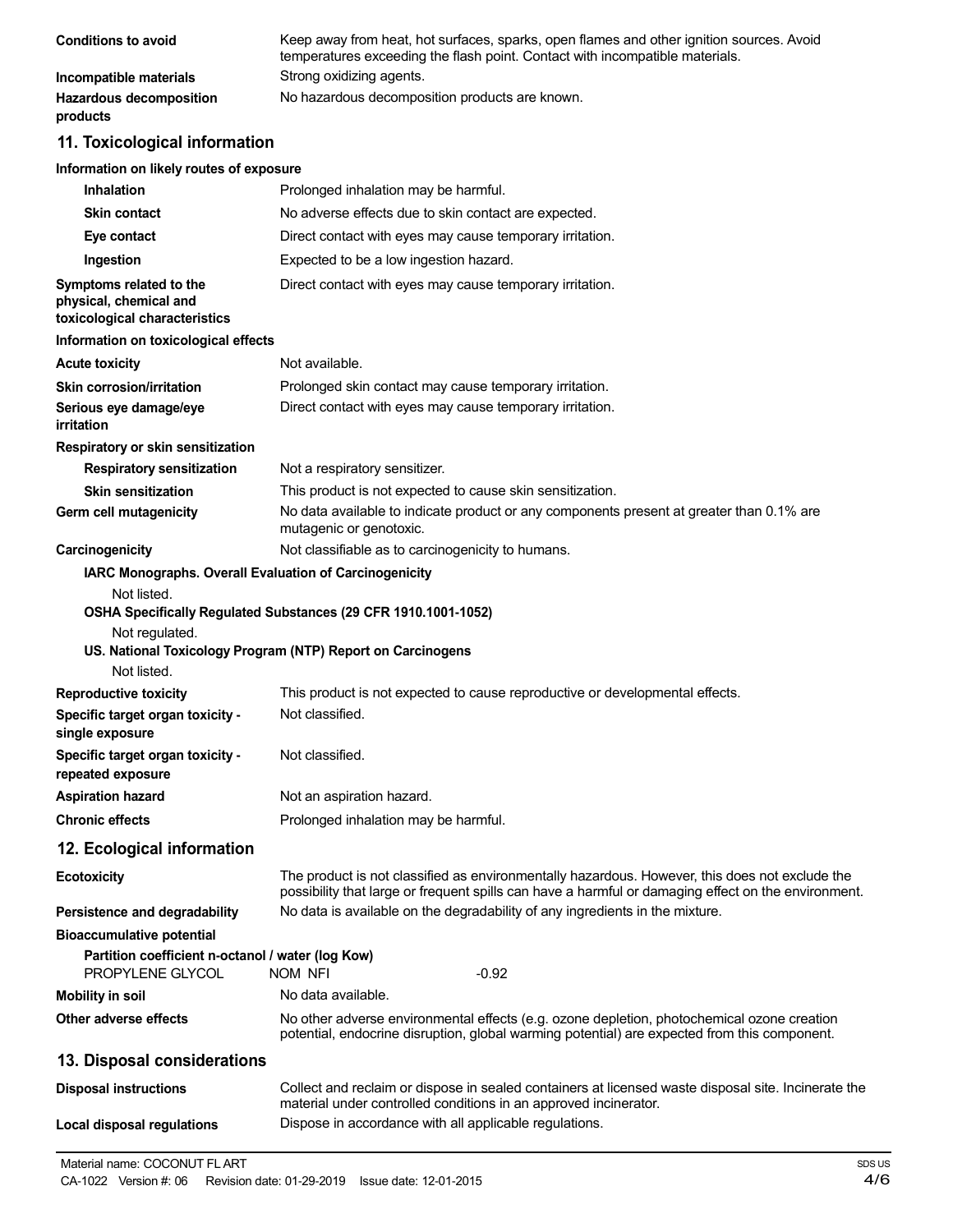**Conditions to avoid** Keep away from heat, hot surfaces, sparks, open flames and other ignition sources. Avoid temperatures exceeding the flash point. Contact with incompatible materials.

**Incompatible materials** Strong oxidizing agents.

**Hazardous decomposition products** No hazardous decomposition products are known.

## 11. Toxicological information

**Information on likely routes of exposure**

**Inhalation** Prolonged inhalation may be harmful.

**Skin contact** No adverse effects due to skin contact are expected.

**Eye contact** Direct contact with eyes may cause temporary irritation.

**Ingestion** Expected to be a low ingestion hazard.

**Symptoms related to the physical, chemical and toxicological characteristics** Direct contact with eyes may cause temporary irritation.

**Information on toxicological effects**

**Acute toxicity** Not available.

**Skin corrosion/irritation** Prolonged skin contact may cause temporary irritation.

**Serious eye damage/eye irritation** Direct contact with eyes may cause temporary irritation.

**Respiratory or skin sensitization**

**Respiratory sensitization** Not a respiratory sensitizer.

**Skin sensitization** This product is not expected to cause skin sensitization.

**Germ cell mutagenicity** No data available to indicate product or any components present at greater than 0.1% are mutagenic or genotoxic.

**Carcinogenicity** Not classifiable as to carcinogenicity to humans.

**IARC Monographs. Overall Evaluation of Carcinogenicity**

Not listed.

**OSHA Specifically Regulated Substances (29 CFR 1910.1001-1052)**

Not regulated.

**US. National Toxicology Program (NTP) Report on Carcinogens**

Not listed.

**Reproductive toxicity** This product is not expected to cause reproductive or developmental effects.

**Specific target organ toxicity - single exposure** Not classified.

**Specific target organ toxicity - repeated exposure** Not classified.

**Aspiration hazard** Not an aspiration hazard.

**Chronic effects** Prolonged inhalation may be harmful.

## 12. Ecological information

**Ecotoxicity** The product is not classified as environmentally hazardous. However, this does not exclude the possibility that large or frequent spills can have a harmful or damaging effect on the environment.

**Persistence and degradability** No data is available on the degradability of any ingredients in the mixture.

**Bioaccumulative potential**

**Partition coefficient n-octanol / water (log Kow)**

| | | |
|---|---|---|
| PROPYLENE GLYCOL | NOM NFI | -0.92 |

**Mobility in soil** No data available.

**Other adverse effects** No other adverse environmental effects (e.g. ozone depletion, photochemical ozone creation potential, endocrine disruption, global warming potential) are expected from this component.

## 13. Disposal considerations

**Disposal instructions** Collect and reclaim or dispose in sealed containers at licensed waste disposal site. Incinerate the material under controlled conditions in an approved incinerator.

**Local disposal regulations** Dispose in accordance with all applicable regulations.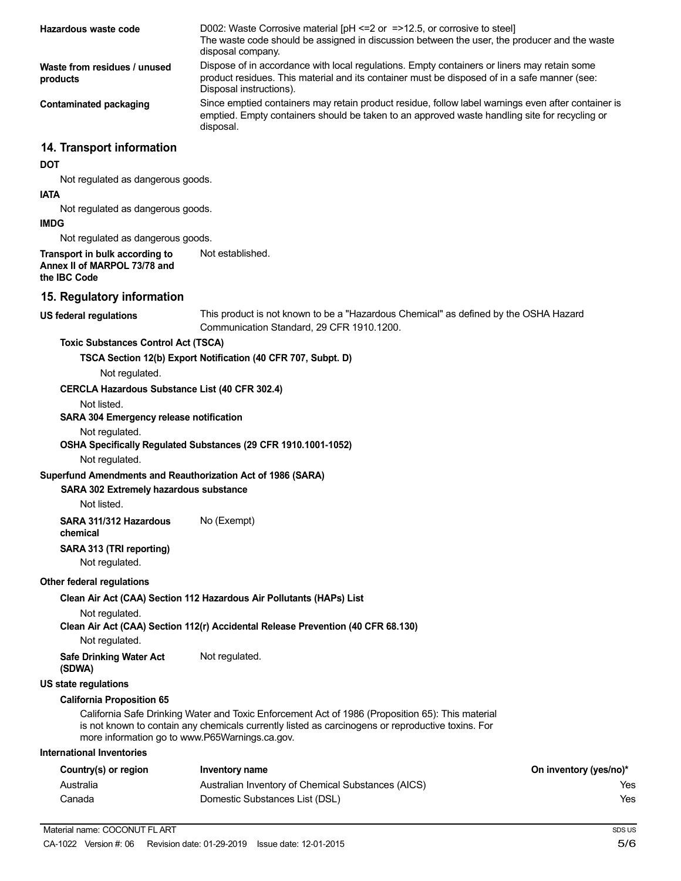**Hazardous waste code** D002: Waste Corrosive material [pH <=2 or =>12.5, or corrosive to steel]
The waste code should be assigned in discussion between the user, the producer and the waste disposal company.

**Waste from residues / unused products** Dispose of in accordance with local regulations. Empty containers or liners may retain some product residues. This material and its container must be disposed of in a safe manner (see: Disposal instructions).

**Contaminated packaging** Since emptied containers may retain product residue, follow label warnings even after container is emptied. Empty containers should be taken to an approved waste handling site for recycling or disposal.

## 14. Transport information

**DOT**

Not regulated as dangerous goods.

**IATA**

Not regulated as dangerous goods.

**IMDG**

Not regulated as dangerous goods.

**Transport in bulk according to Annex II of MARPOL 73/78 and the IBC Code** Not established.

## 15. Regulatory information

**US federal regulations** This product is not known to be a "Hazardous Chemical" as defined by the OSHA Hazard Communication Standard, 29 CFR 1910.1200.

**Toxic Substances Control Act (TSCA)**

**TSCA Section 12(b) Export Notification (40 CFR 707, Subpt. D)**

Not regulated.

**CERCLA Hazardous Substance List (40 CFR 302.4)**

Not listed.

**SARA 304 Emergency release notification**

Not regulated.

**OSHA Specifically Regulated Substances (29 CFR 1910.1001-1052)**

Not regulated.

**Superfund Amendments and Reauthorization Act of 1986 (SARA)**

**SARA 302 Extremely hazardous substance**

Not listed.

**SARA 311/312 Hazardous chemical** No (Exempt)

**SARA 313 (TRI reporting)**

Not regulated.

**Other federal regulations**

**Clean Air Act (CAA) Section 112 Hazardous Air Pollutants (HAPs) List**

Not regulated.

**Clean Air Act (CAA) Section 112(r) Accidental Release Prevention (40 CFR 68.130)**

Not regulated.

**Safe Drinking Water Act (SDWA)** Not regulated.

**US state regulations**

**California Proposition 65**

California Safe Drinking Water and Toxic Enforcement Act of 1986 (Proposition 65): This material is not known to contain any chemicals currently listed as carcinogens or reproductive toxins. For more information go to www.P65Warnings.ca.gov.

**International Inventories**

| Country(s) or region | Inventory name | On inventory (yes/no)* |
|---|---|---|
| Australia | Australian Inventory of Chemical Substances (AICS) | Yes |
| Canada | Domestic Substances List (DSL) | Yes |

Material name: COCONUT FL ART

CA-1022 Version #: 06 Revision date: 01-29-2019 Issue date: 12-01-2015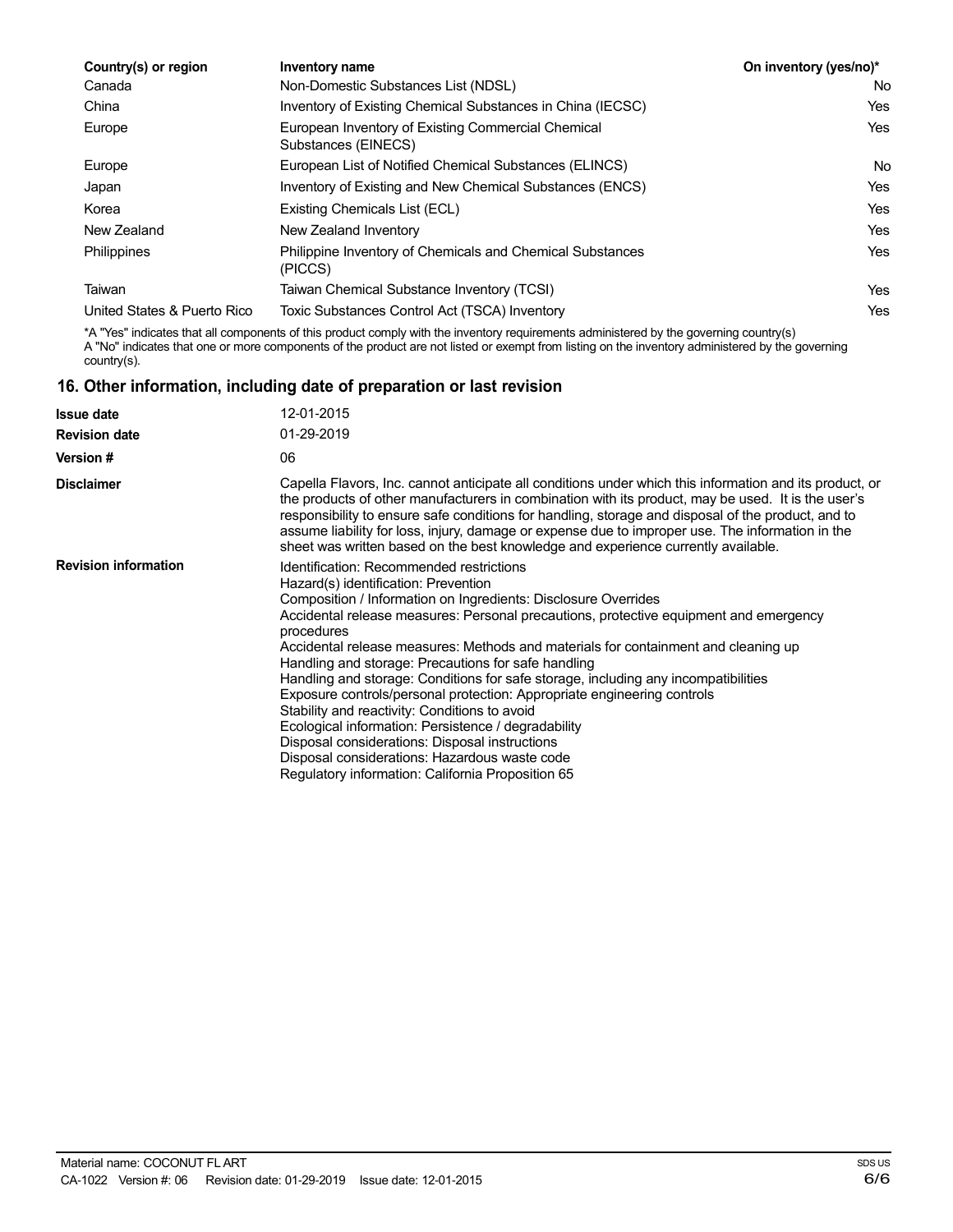| Country(s) or region | Inventory name | On inventory (yes/no)* |
|---|---|---|
| Canada | Non-Domestic Substances List (NDSL) | No |
| China | Inventory of Existing Chemical Substances in China (IECSC) | Yes |
| Europe | European Inventory of Existing Commercial Chemical Substances (EINECS) | Yes |
| Europe | European List of Notified Chemical Substances (ELINCS) | No |
| Japan | Inventory of Existing and New Chemical Substances (ENCS) | Yes |
| Korea | Existing Chemicals List (ECL) | Yes |
| New Zealand | New Zealand Inventory | Yes |
| Philippines | Philippine Inventory of Chemicals and Chemical Substances (PICCS) | Yes |
| Taiwan | Taiwan Chemical Substance Inventory (TCSI) | Yes |
| United States & Puerto Rico | Toxic Substances Control Act (TSCA) Inventory | Yes |

*A "Yes" indicates that all components of this product comply with the inventory requirements administered by the governing country(s)
A "No" indicates that one or more components of the product are not listed or exempt from listing on the inventory administered by the governing country(s).

## 16. Other information, including date of preparation or last revision

| | |
|---|---|
| **Issue date** | 12-01-2015 |
| **Revision date** | 01-29-2019 |
| **Version #** | 06 |
| **Disclaimer** | Capella Flavors, Inc. cannot anticipate all conditions under which this information and its product, or the products of other manufacturers in combination with its product, may be used. It is the user's responsibility to ensure safe conditions for handling, storage and disposal of the product, and to assume liability for loss, injury, damage or expense due to improper use. The information in the sheet was written based on the best knowledge and experience currently available. |
| **Revision information** | Identification: Recommended restrictions<br>Hazard(s) identification: Prevention<br>Composition / Information on Ingredients: Disclosure Overrides<br>Accidental release measures: Personal precautions, protective equipment and emergency procedures<br>Accidental release measures: Methods and materials for containment and cleaning up<br>Handling and storage: Precautions for safe handling<br>Handling and storage: Conditions for safe storage, including any incompatibilities<br>Exposure controls/personal protection: Appropriate engineering controls<br>Stability and reactivity: Conditions to avoid<br>Ecological information: Persistence / degradability<br>Disposal considerations: Disposal instructions<br>Disposal considerations: Hazardous waste code<br>Regulatory information: California Proposition 65 |